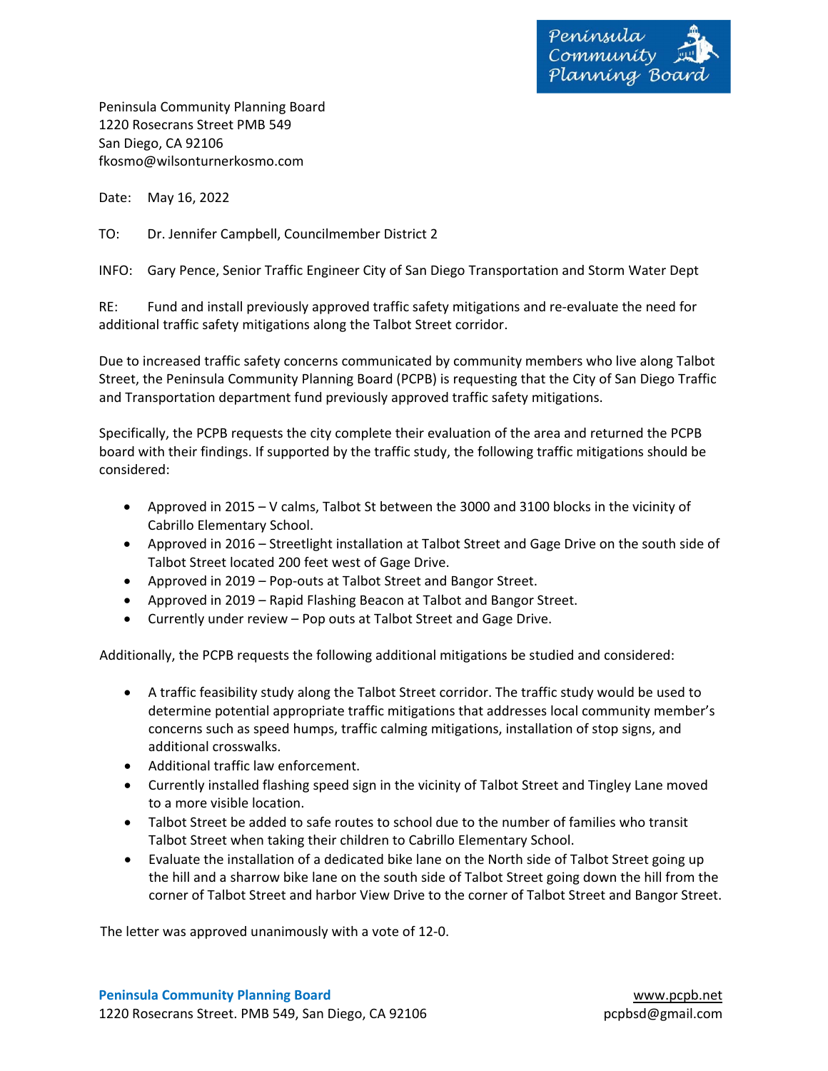Peninsula Community Planning Board
1220 Rosecrans Street PMB 549
San Diego, CA 92106
fkosmo@wilsonturnerkosmo.com

Date: May 16, 2022

TO: Dr. Jennifer Campbell, Councilmember District 2

INFO: Gary Pence, Senior Traffic Engineer City of San Diego Transportation and Storm Water Dept

RE: Fund and install previously approved traffic safety mitigations and re-evaluate the need for additional traffic safety mitigations along the Talbot Street corridor.

Due to increased traffic safety concerns communicated by community members who live along Talbot Street, the Peninsula Community Planning Board (PCPB) is requesting that the City of San Diego Traffic and Transportation department fund previously approved traffic safety mitigations.

Specifically, the PCPB requests the city complete their evaluation of the area and returned the PCPB board with their findings. If supported by the traffic study, the following traffic mitigations should be considered:

- Approved in 2015 – V calms, Talbot St between the 3000 and 3100 blocks in the vicinity of Cabrillo Elementary School.
- Approved in 2016 – Streetlight installation at Talbot Street and Gage Drive on the south side of Talbot Street located 200 feet west of Gage Drive.
- Approved in 2019 – Pop-outs at Talbot Street and Bangor Street.
- Approved in 2019 – Rapid Flashing Beacon at Talbot and Bangor Street.
- Currently under review – Pop outs at Talbot Street and Gage Drive.

Additionally, the PCPB requests the following additional mitigations be studied and considered:

- A traffic feasibility study along the Talbot Street corridor. The traffic study would be used to determine potential appropriate traffic mitigations that addresses local community member's concerns such as speed humps, traffic calming mitigations, installation of stop signs, and additional crosswalks.
- Additional traffic law enforcement.
- Currently installed flashing speed sign in the vicinity of Talbot Street and Tingley Lane moved to a more visible location.
- Talbot Street be added to safe routes to school due to the number of families who transit Talbot Street when taking their children to Cabrillo Elementary School.
- Evaluate the installation of a dedicated bike lane on the North side of Talbot Street going up the hill and a sharrow bike lane on the south side of Talbot Street going down the hill from the corner of Talbot Street and harbor View Drive to the corner of Talbot Street and Bangor Street.

The letter was approved unanimously with a vote of 12-0.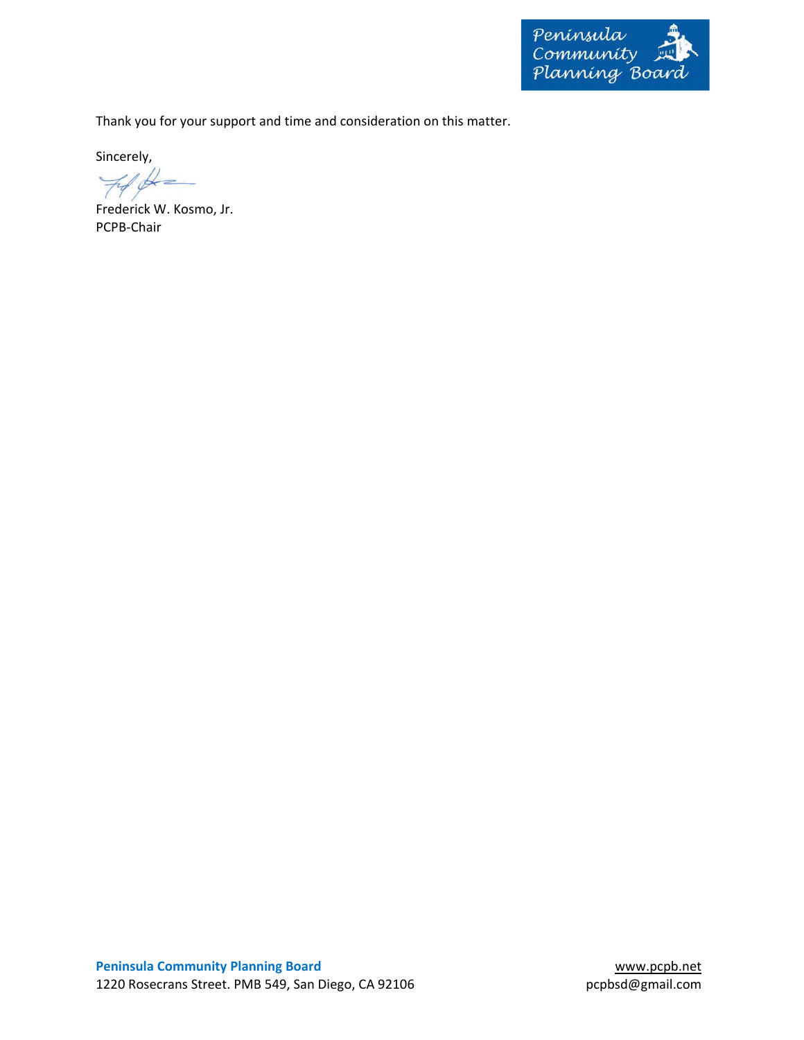Thank you for your support and time and consideration on this matter.

Sincerely,

Frederick W. Kosmo, Jr.
PCPB-Chair